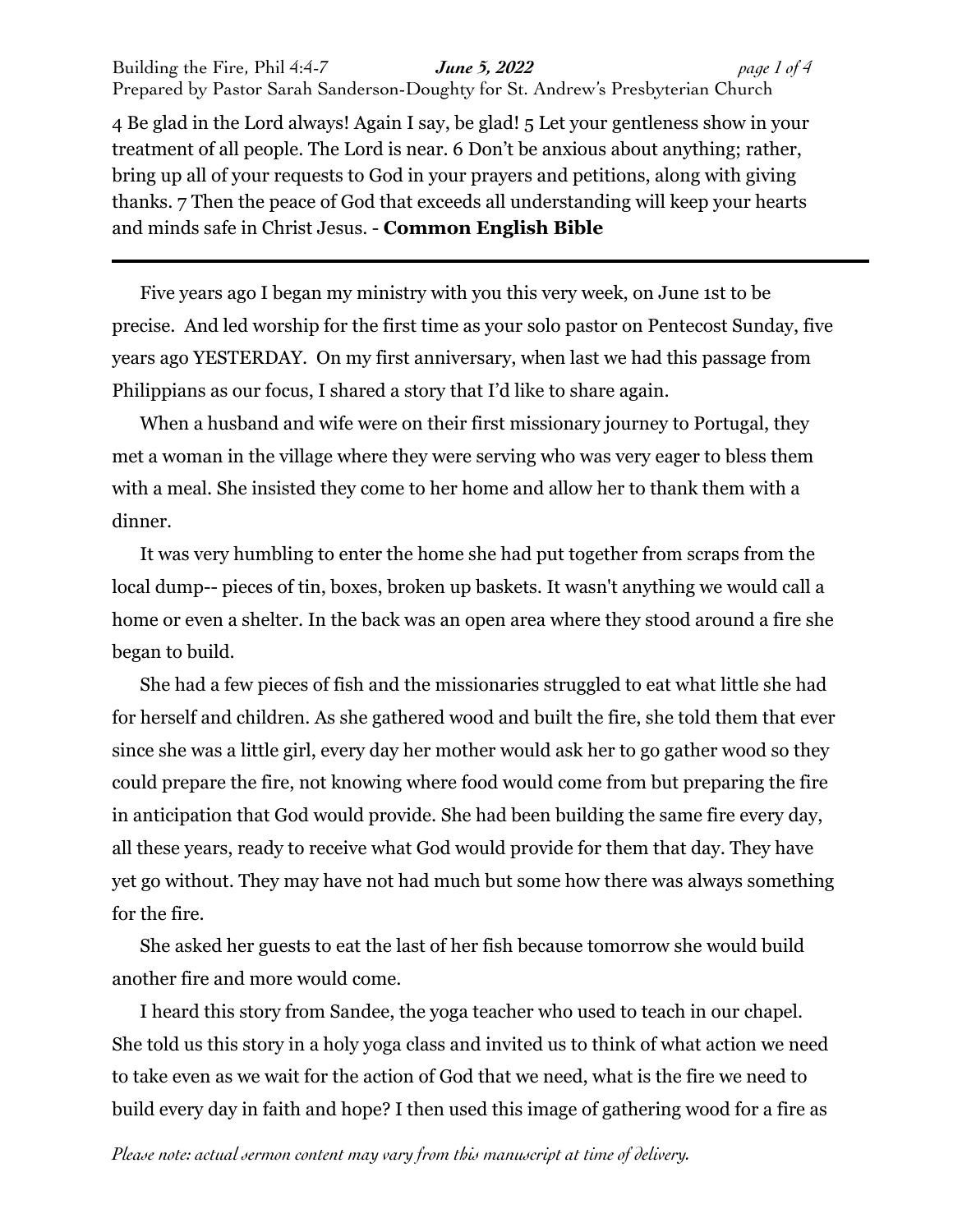Building the Fire, Phil 4:4-7 ***June 5, 2022***

Prepared by Pastor Sarah Sanderson-Doughty for St. Andrew's Presbyterian Church

4 Be glad in the Lord always! Again I say, be glad! 5 Let your gentleness show in your treatment of all people. The Lord is near. 6 Don't be anxious about anything; rather, bring up all of your requests to God in your prayers and petitions, along with giving thanks. 7 Then the peace of God that exceeds all understanding will keep your hearts and minds safe in Christ Jesus. - **Common English Bible**

---

Five years ago I began my ministry with you this very week, on June 1st to be precise. And led worship for the first time as your solo pastor on Pentecost Sunday, five years ago YESTERDAY. On my first anniversary, when last we had this passage from Philippians as our focus, I shared a story that I'd like to share again.

When a husband and wife were on their first missionary journey to Portugal, they met a woman in the village where they were serving who was very eager to bless them with a meal. She insisted they come to her home and allow her to thank them with a dinner.

It was very humbling to enter the home she had put together from scraps from the local dump-- pieces of tin, boxes, broken up baskets. It wasn't anything we would call a home or even a shelter. In the back was an open area where they stood around a fire she began to build.

She had a few pieces of fish and the missionaries struggled to eat what little she had for herself and children. As she gathered wood and built the fire, she told them that ever since she was a little girl, every day her mother would ask her to go gather wood so they could prepare the fire, not knowing where food would come from but preparing the fire in anticipation that God would provide. She had been building the same fire every day, all these years, ready to receive what God would provide for them that day. They have yet go without. They may have not had much but some how there was always something for the fire.

She asked her guests to eat the last of her fish because tomorrow she would build another fire and more would come.

I heard this story from Sandee, the yoga teacher who used to teach in our chapel. She told us this story in a holy yoga class and invited us to think of what action we need to take even as we wait for the action of God that we need, what is the fire we need to build every day in faith and hope? I then used this image of gathering wood for a fire as

*Please note: actual sermon content may vary from this manuscript at time of delivery.*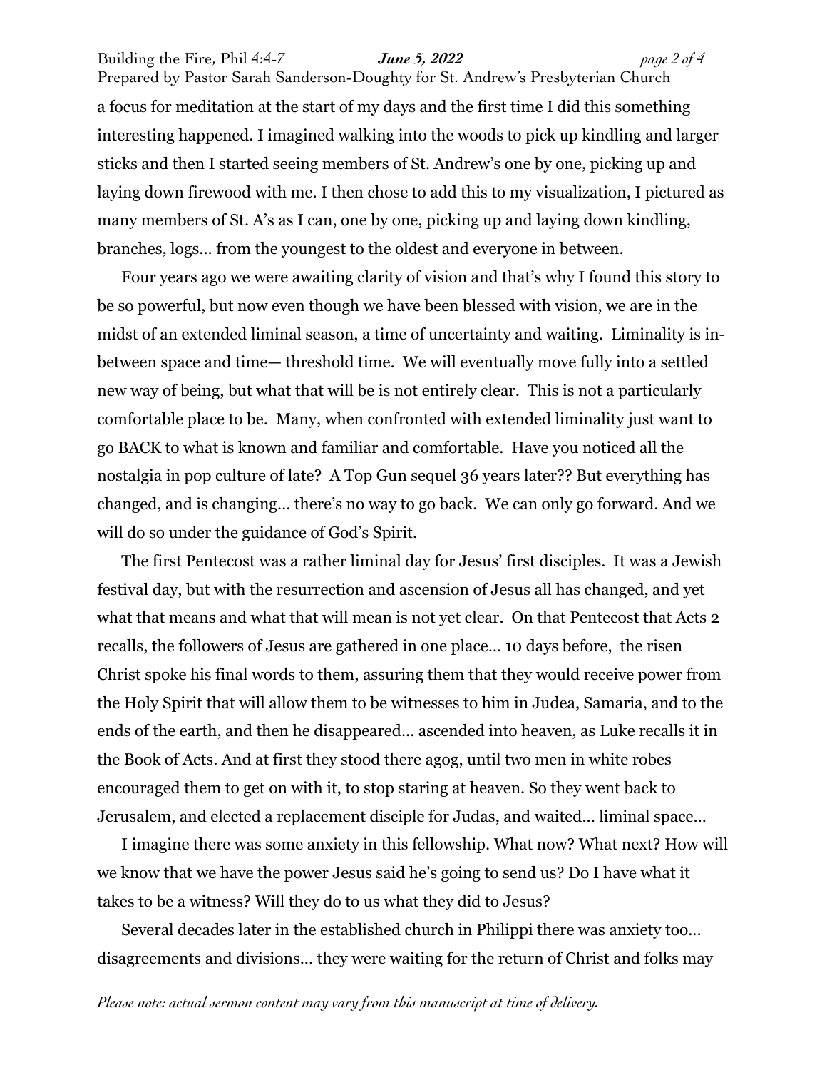a focus for meditation at the start of my days and the first time I did this something interesting happened. I imagined walking into the woods to pick up kindling and larger sticks and then I started seeing members of St. Andrew's one by one, picking up and laying down firewood with me. I then chose to add this to my visualization, I pictured as many members of St. A's as I can, one by one, picking up and laying down kindling, branches, logs… from the youngest to the oldest and everyone in between.

Four years ago we were awaiting clarity of vision and that's why I found this story to be so powerful, but now even though we have been blessed with vision, we are in the midst of an extended liminal season, a time of uncertainty and waiting. Liminality is in-between space and time— threshold time. We will eventually move fully into a settled new way of being, but what that will be is not entirely clear. This is not a particularly comfortable place to be. Many, when confronted with extended liminality just want to go BACK to what is known and familiar and comfortable. Have you noticed all the nostalgia in pop culture of late? A Top Gun sequel 36 years later?? But everything has changed, and is changing… there's no way to go back. We can only go forward. And we will do so under the guidance of God's Spirit.

The first Pentecost was a rather liminal day for Jesus' first disciples. It was a Jewish festival day, but with the resurrection and ascension of Jesus all has changed, and yet what that means and what that will mean is not yet clear. On that Pentecost that Acts 2 recalls, the followers of Jesus are gathered in one place… 10 days before, the risen Christ spoke his final words to them, assuring them that they would receive power from the Holy Spirit that will allow them to be witnesses to him in Judea, Samaria, and to the ends of the earth, and then he disappeared… ascended into heaven, as Luke recalls it in the Book of Acts. And at first they stood there agog, until two men in white robes encouraged them to get on with it, to stop staring at heaven. So they went back to Jerusalem, and elected a replacement disciple for Judas, and waited… liminal space…

I imagine there was some anxiety in this fellowship. What now? What next? How will we know that we have the power Jesus said he's going to send us? Do I have what it takes to be a witness? Will they do to us what they did to Jesus?

Several decades later in the established church in Philippi there was anxiety too… disagreements and divisions… they were waiting for the return of Christ and folks may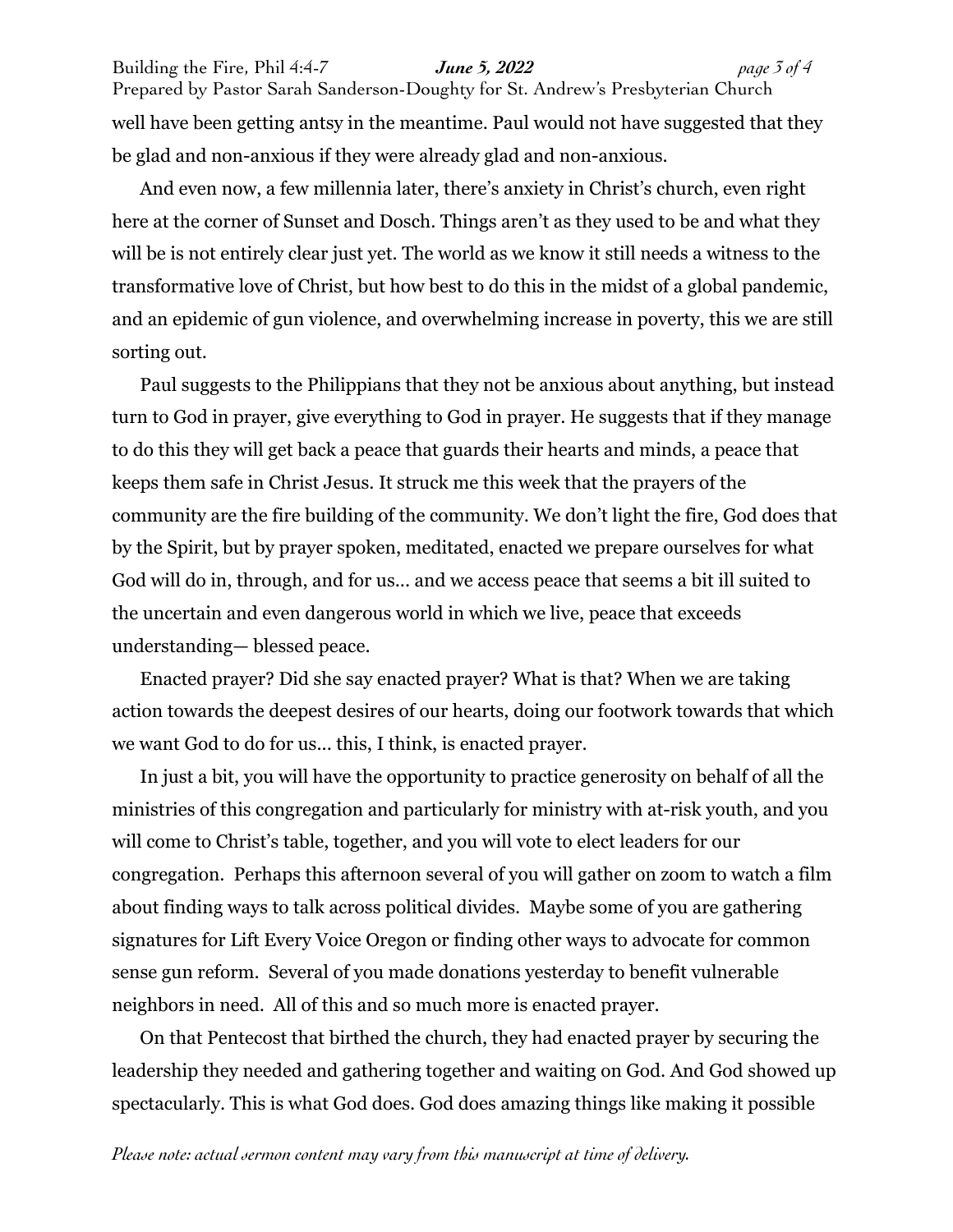well have been getting antsy in the meantime. Paul would not have suggested that they be glad and non-anxious if they were already glad and non-anxious.

And even now, a few millennia later, there's anxiety in Christ's church, even right here at the corner of Sunset and Dosch. Things aren't as they used to be and what they will be is not entirely clear just yet. The world as we know it still needs a witness to the transformative love of Christ, but how best to do this in the midst of a global pandemic, and an epidemic of gun violence, and overwhelming increase in poverty, this we are still sorting out.

Paul suggests to the Philippians that they not be anxious about anything, but instead turn to God in prayer, give everything to God in prayer. He suggests that if they manage to do this they will get back a peace that guards their hearts and minds, a peace that keeps them safe in Christ Jesus. It struck me this week that the prayers of the community are the fire building of the community. We don't light the fire, God does that by the Spirit, but by prayer spoken, meditated, enacted we prepare ourselves for what God will do in, through, and for us… and we access peace that seems a bit ill suited to the uncertain and even dangerous world in which we live, peace that exceeds understanding— blessed peace.

Enacted prayer? Did she say enacted prayer? What is that? When we are taking action towards the deepest desires of our hearts, doing our footwork towards that which we want God to do for us… this, I think, is enacted prayer.

In just a bit, you will have the opportunity to practice generosity on behalf of all the ministries of this congregation and particularly for ministry with at-risk youth, and you will come to Christ's table, together, and you will vote to elect leaders for our congregation. Perhaps this afternoon several of you will gather on zoom to watch a film about finding ways to talk across political divides. Maybe some of you are gathering signatures for Lift Every Voice Oregon or finding other ways to advocate for common sense gun reform. Several of you made donations yesterday to benefit vulnerable neighbors in need. All of this and so much more is enacted prayer.

On that Pentecost that birthed the church, they had enacted prayer by securing the leadership they needed and gathering together and waiting on God. And God showed up spectacularly. This is what God does. God does amazing things like making it possible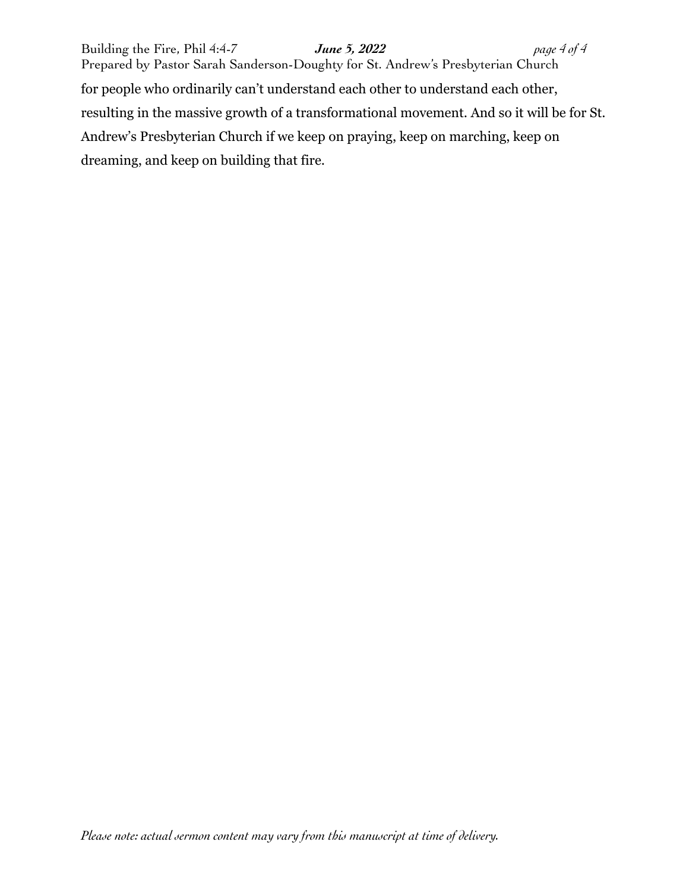for people who ordinarily can't understand each other to understand each other, resulting in the massive growth of a transformational movement. And so it will be for St. Andrew's Presbyterian Church if we keep on praying, keep on marching, keep on dreaming, and keep on building that fire.

*Please note: actual sermon content may vary from this manuscript at time of delivery.*